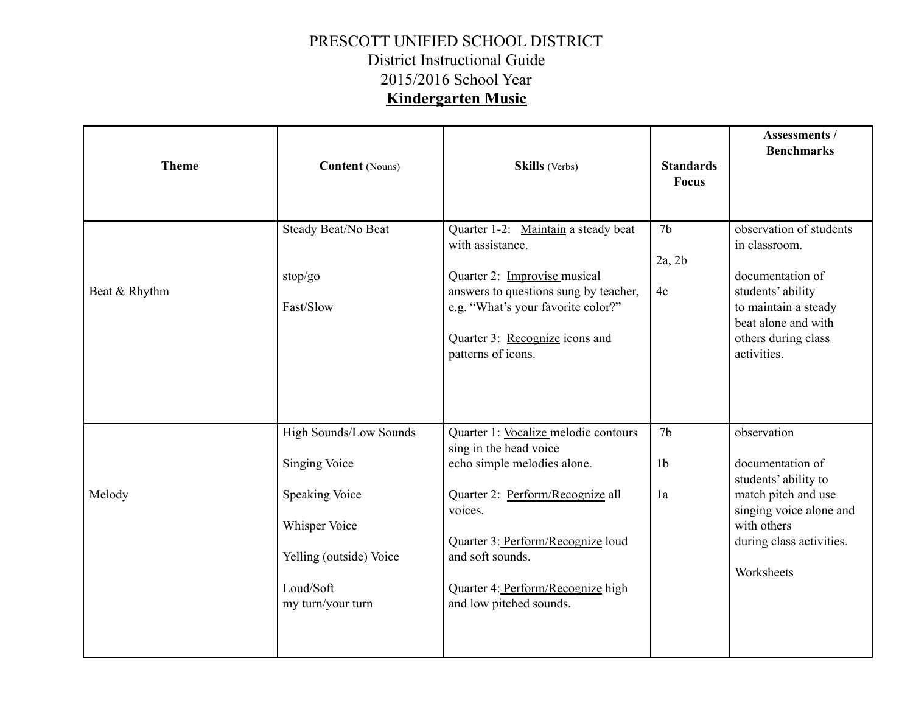# PRESCOTT UNIFIED SCHOOL DISTRICT

## District Instructional Guide

## 2015/2016 School Year

## **Kindergarten Music**

| **Theme** | **Content** (Nouns) | **Skills** (Verbs) | **Standards Focus** | **Assessments / Benchmarks** |
|---|---|---|---|---|
| Beat & Rhythm | Steady Beat/No Beat<br><br>stop/go<br><br>Fast/Slow | Quarter 1-2: Maintain a steady beat with assistance.<br><br>Quarter 2: Improvise musical answers to questions sung by teacher, e.g. "What's your favorite color?"<br><br>Quarter 3: Recognize icons and patterns of icons. | 7b<br><br>2a, 2b<br><br>4c | observation of students in classroom.<br><br>documentation of students' ability to maintain a steady beat alone and with others during class activities. |
| Melody | High Sounds/Low Sounds<br><br>Singing Voice<br><br>Speaking Voice<br><br>Whisper Voice<br><br>Yelling (outside) Voice<br><br>Loud/Soft<br>my turn/your turn | Quarter 1: Vocalize melodic contours sing in the head voice echo simple melodies alone.<br><br>Quarter 2: Perform/Recognize all voices.<br><br>Quarter 3: Perform/Recognize loud and soft sounds.<br><br>Quarter 4: Perform/Recognize high and low pitched sounds. | 7b<br><br>1b<br><br>1a | observation<br><br>documentation of students' ability to match pitch and use singing voice alone and with others during class activities.<br><br>Worksheets |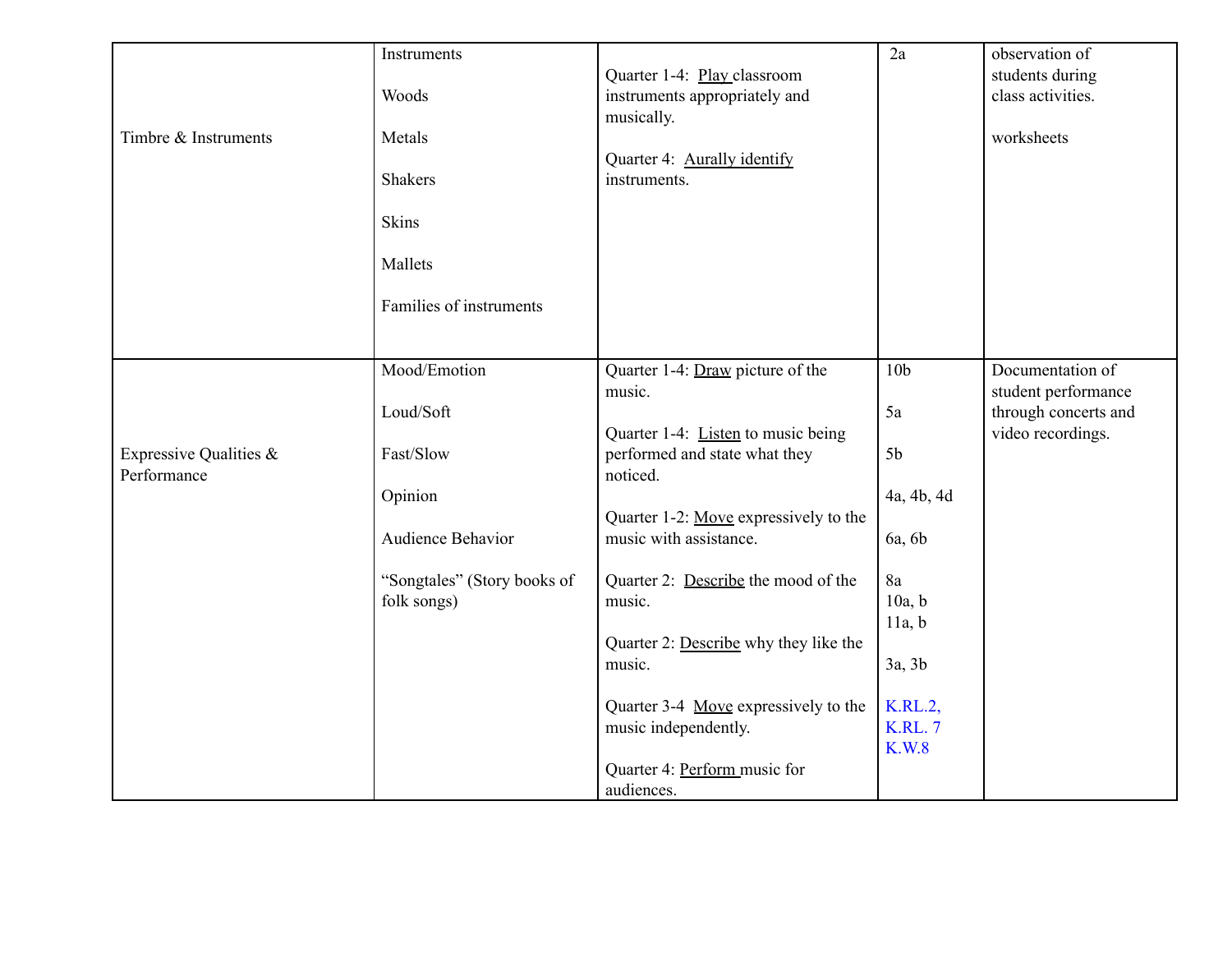| | | | | |
|---|---|---|---|---|
| Timbre & Instruments | Instruments<br><br>Woods<br><br>Metals<br><br>Shakers<br><br>Skins<br><br>Mallets<br><br>Families of instruments | Quarter 1-4: <u>Play</u> classroom instruments appropriately and musically.<br><br>Quarter 4: <u>Aurally identify</u> instruments. | 2a | observation of students during class activities.<br><br>worksheets |
| Expressive Qualities & Performance | Mood/Emotion<br><br>Loud/Soft<br><br>Fast/Slow<br><br>Opinion<br><br>Audience Behavior<br><br>"Songtales" (Story books of folk songs) | Quarter 1-4: <u>Draw</u> picture of the music.<br><br>Quarter 1-4: <u>Listen</u> to music being performed and state what they noticed.<br><br>Quarter 1-2: <u>Move</u> expressively to the music with assistance.<br><br>Quarter 2: <u>Describe</u> the mood of the music.<br><br>Quarter 2: <u>Describe</u> why they like the music.<br><br>Quarter 3-4 <u>Move</u> expressively to the music independently.<br><br>Quarter 4: <u>Perform</u> music for audiences. | 10b<br><br>5a<br><br>5b<br><br>4a, 4b, 4d<br><br>6a, 6b<br><br>8a<br>10a, b<br>11a, b<br><br>3a, 3b<br><br>K.RL.2,<br>K.RL. 7<br>K.W.8 | Documentation of student performance through concerts and video recordings. |